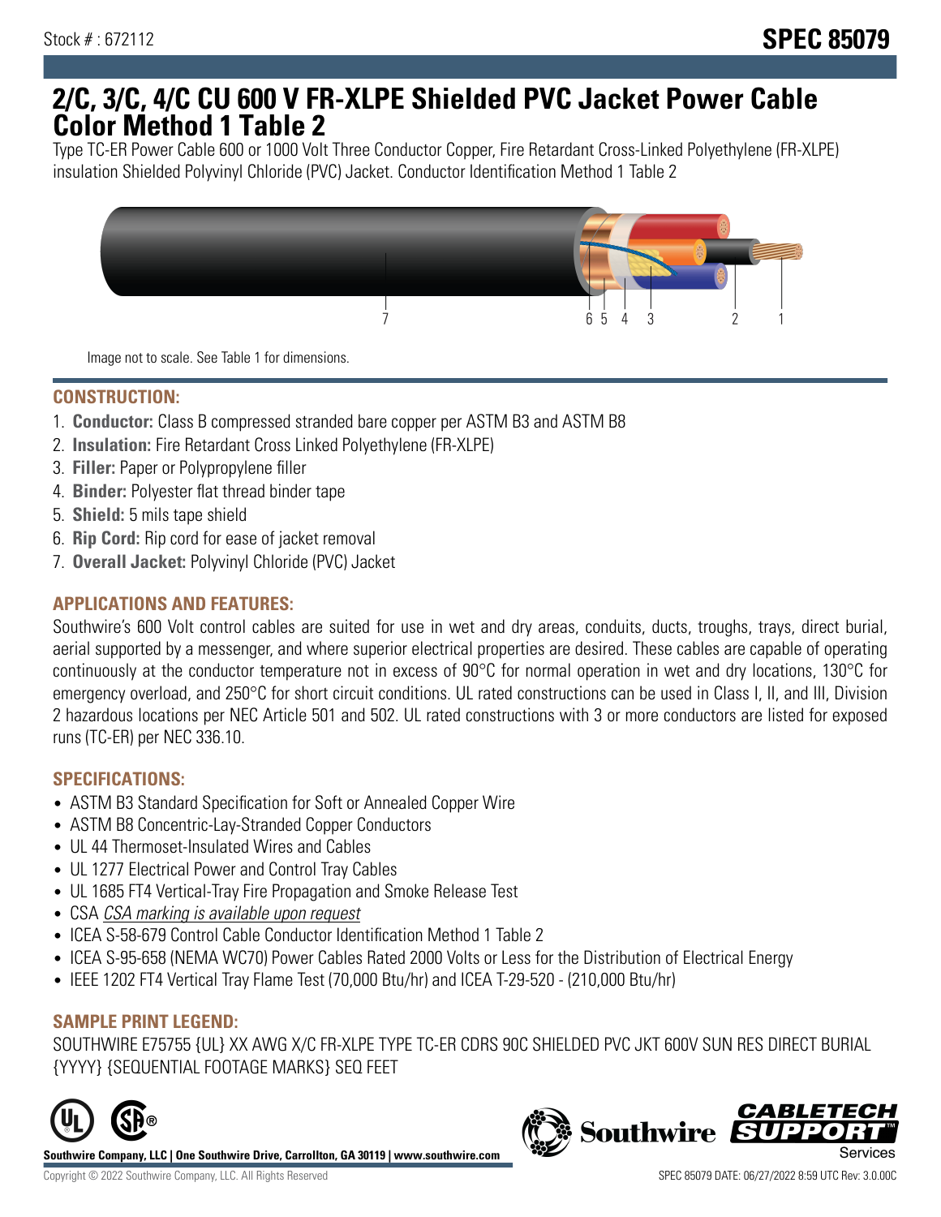Stock # : 672112

**SPEC 85079**

# 2/C, 3/C, 4/C CU 600 V FR-XLPE Shielded PVC Jacket Power Cable Color Method 1 Table 2

Type TC-ER Power Cable 600 or 1000 Volt Three Conductor Copper, Fire Retardant Cross-Linked Polyethylene (FR-XLPE) insulation Shielded Polyvinyl Chloride (PVC) Jacket. Conductor Identification Method 1 Table 2

Image not to scale. See Table 1 for dimensions.

## CONSTRUCTION:

1. **Conductor:** Class B compressed stranded bare copper per ASTM B3 and ASTM B8
2. **Insulation:** Fire Retardant Cross Linked Polyethylene (FR-XLPE)
3. **Filler:** Paper or Polypropylene filler
4. **Binder:** Polyester flat thread binder tape
5. **Shield:** 5 mils tape shield
6. **Rip Cord:** Rip cord for ease of jacket removal
7. **Overall Jacket:** Polyvinyl Chloride (PVC) Jacket

## APPLICATIONS AND FEATURES:

Southwire's 600 Volt control cables are suited for use in wet and dry areas, conduits, ducts, troughs, trays, direct burial, aerial supported by a messenger, and where superior electrical properties are desired. These cables are capable of operating continuously at the conductor temperature not in excess of 90°C for normal operation in wet and dry locations, 130°C for emergency overload, and 250°C for short circuit conditions. UL rated constructions can be used in Class I, II, and III, Division 2 hazardous locations per NEC Article 501 and 502. UL rated constructions with 3 or more conductors are listed for exposed runs (TC-ER) per NEC 336.10.

## SPECIFICATIONS:

- ASTM B3 Standard Specification for Soft or Annealed Copper Wire
- ASTM B8 Concentric-Lay-Stranded Copper Conductors
- UL 44 Thermoset-Insulated Wires and Cables
- UL 1277 Electrical Power and Control Tray Cables
- UL 1685 FT4 Vertical-Tray Fire Propagation and Smoke Release Test
- CSA *CSA marking is available upon request*
- ICEA S-58-679 Control Cable Conductor Identification Method 1 Table 2
- ICEA S-95-658 (NEMA WC70) Power Cables Rated 2000 Volts or Less for the Distribution of Electrical Energy
- IEEE 1202 FT4 Vertical Tray Flame Test (70,000 Btu/hr) and ICEA T-29-520 - (210,000 Btu/hr)

## SAMPLE PRINT LEGEND:

SOUTHWIRE E75755 {UL} XX AWG X/C FR-XLPE TYPE TC-ER CDRS 90C SHIELDED PVC JKT 600V SUN RES DIRECT BURIAL {YYYY} {SEQUENTIAL FOOTAGE MARKS} SEQ FEET

**Southwire Company, LLC | One Southwire Drive, Carrollton, GA 30119 | www.southwire.com**

Copyright © 2022 Southwire Company, LLC. All Rights Reserved

SPEC 85079 DATE: 06/27/2022 8:59 UTC Rev: 3.0.00C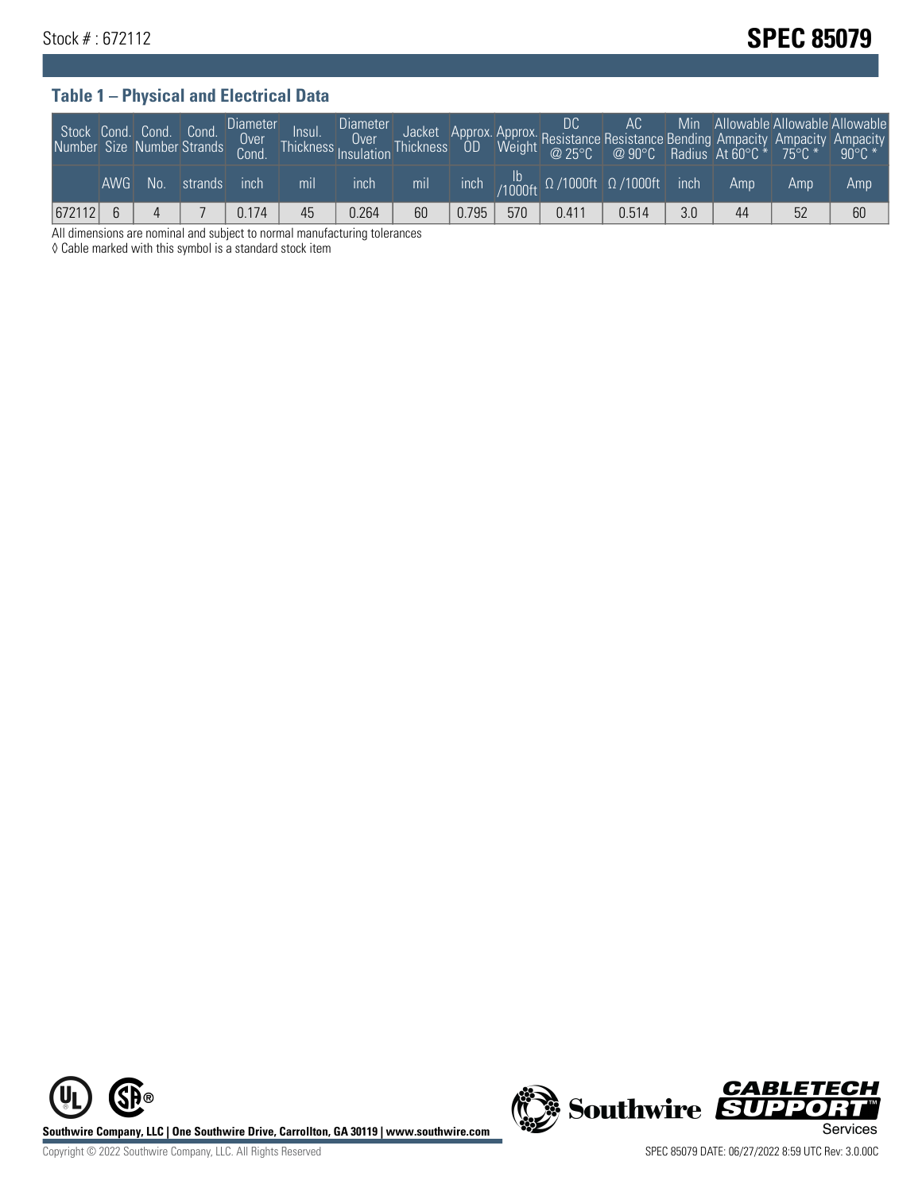### Table 1 – Physical and Electrical Data

| Stock Number | Cond. Size | Cond. Number | Cond. Strands | Diameter Over Cond. | Insul. Thickness | Diameter Over Insulation | Jacket Thickness | Approx. OD | Approx. Weight | DC Resistance @ 25°C | AC Resistance @ 90°C | Min Bending Radius | Allowable Ampacity At 60°C * | Allowable Ampacity 75°C * | Allowable Ampacity 90°C * |
|---|---|---|---|---|---|---|---|---|---|---|---|---|---|---|---|
| | AWG | No. | strands | inch | mil | inch | mil | inch | lb /1000ft | Ω /1000ft | Ω /1000ft | inch | Amp | Amp | Amp |
| 672112 | 6 | 4 | 7 | 0.174 | 45 | 0.264 | 60 | 0.795 | 570 | 0.411 | 0.514 | 3.0 | 44 | 52 | 60 |

All dimensions are nominal and subject to normal manufacturing tolerances

◊ Cable marked with this symbol is a standard stock item

Southwire Company, LLC | One Southwire Drive, Carrollton, GA 30119 | www.southwire.com

Copyright © 2022 Southwire Company, LLC. All Rights Reserved

SPEC 85079 DATE: 06/27/2022 8:59 UTC Rev: 3.0.00C